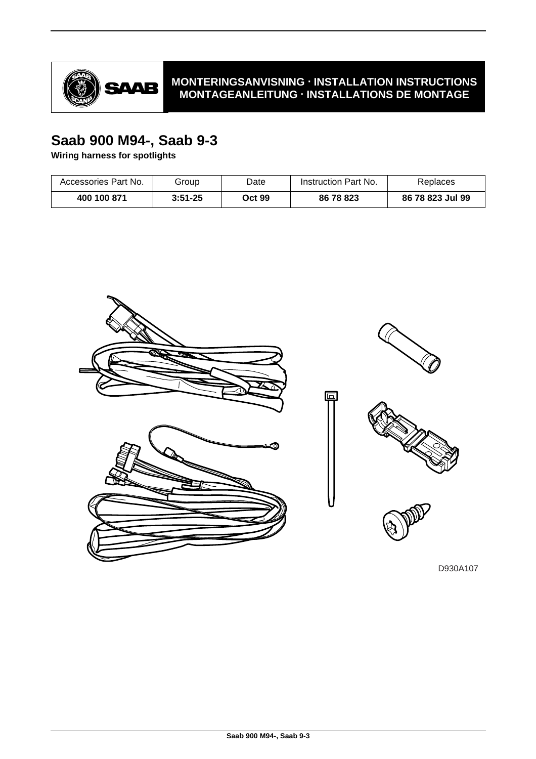MONTERINGSANVISNING · INSTALLATION INSTRUCTIONS
MONTAGEANLEITUNG · INSTALLATIONS DE MONTAGE

# Saab 900 M94-, Saab 9-3

**Wiring harness for spotlights**

| Accessories Part No. | Group | Date | Instruction Part No. | Replaces |
|---|---|---|---|---|
| **400 100 871** | **3:51-25** | **Oct 99** | **86 78 823** | **86 78 823 Jul 99** |

D930A107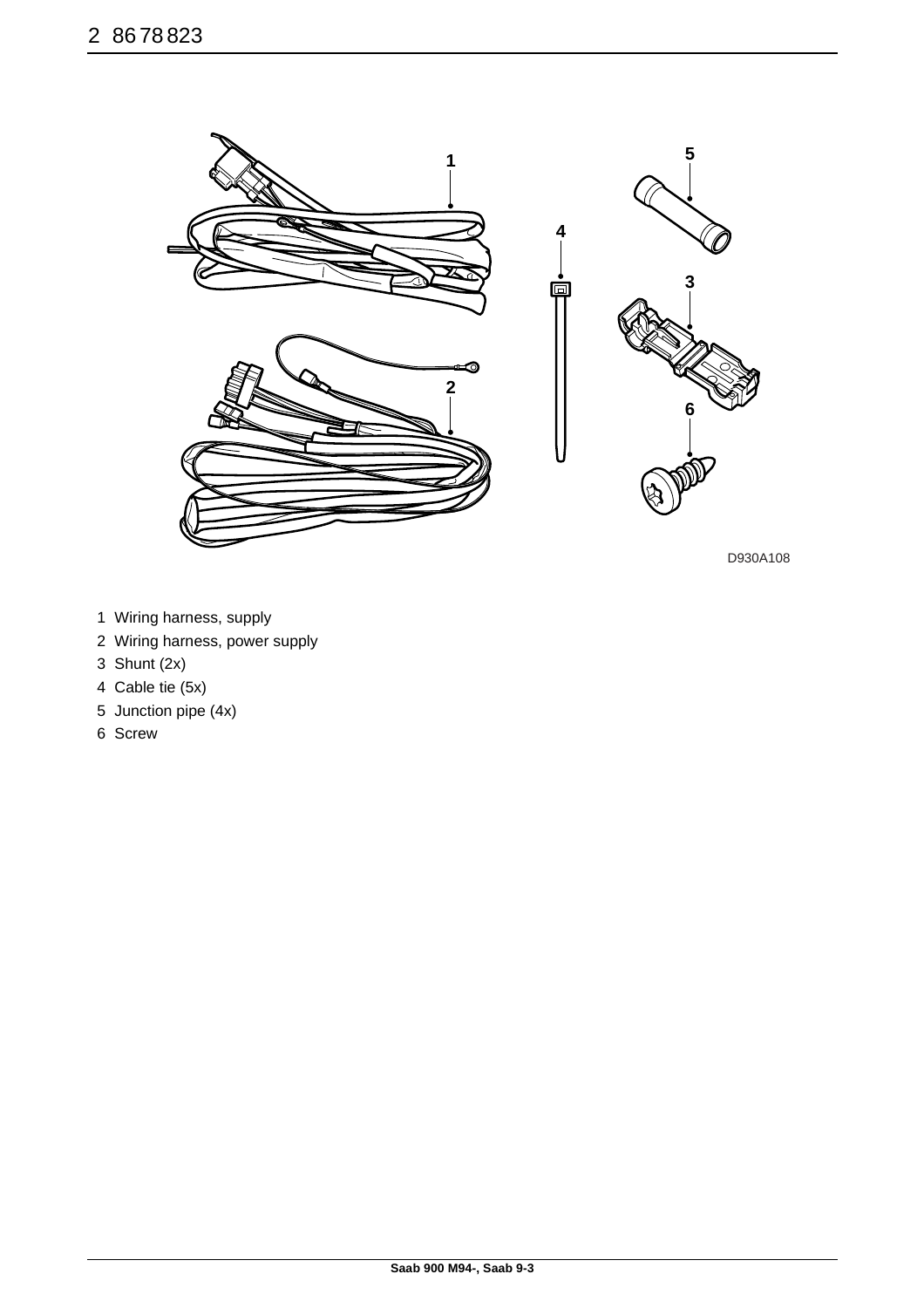D930A108

1 Wiring harness, supply
2 Wiring harness, power supply
3 Shunt (2x)
4 Cable tie (5x)
5 Junction pipe (4x)
6 Screw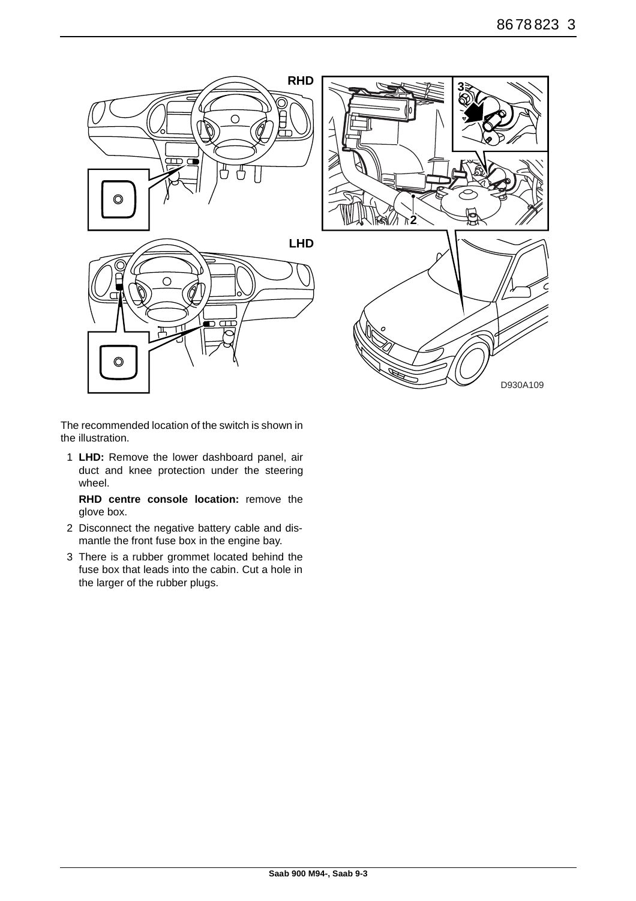The recommended location of the switch is shown in the illustration.

1 **LHD:** Remove the lower dashboard panel, air duct and knee protection under the steering wheel.

   **RHD centre console location:** remove the glove box.

2 Disconnect the negative battery cable and dismantle the front fuse box in the engine bay.

3 There is a rubber grommet located behind the fuse box that leads into the cabin. Cut a hole in the larger of the rubber plugs.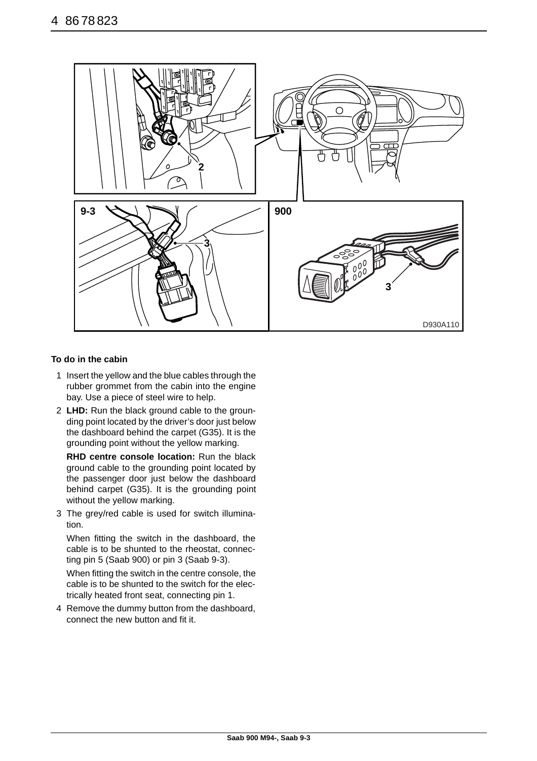**To do in the cabin**

1. Insert the yellow and the blue cables through the rubber grommet from the cabin into the engine bay. Use a piece of steel wire to help.
2. **LHD:** Run the black ground cable to the grounding point located by the driver's door just below the dashboard behind the carpet (G35). It is the grounding point without the yellow marking.

   **RHD centre console location:** Run the black ground cable to the grounding point located by the passenger door just below the dashboard behind carpet (G35). It is the grounding point without the yellow marking.
3. The grey/red cable is used for switch illumination.

   When fitting the switch in the dashboard, the cable is to be shunted to the rheostat, connecting pin 5 (Saab 900) or pin 3 (Saab 9-3).

   When fitting the switch in the centre console, the cable is to be shunted to the switch for the electrically heated front seat, connecting pin 1.
4. Remove the dummy button from the dashboard, connect the new button and fit it.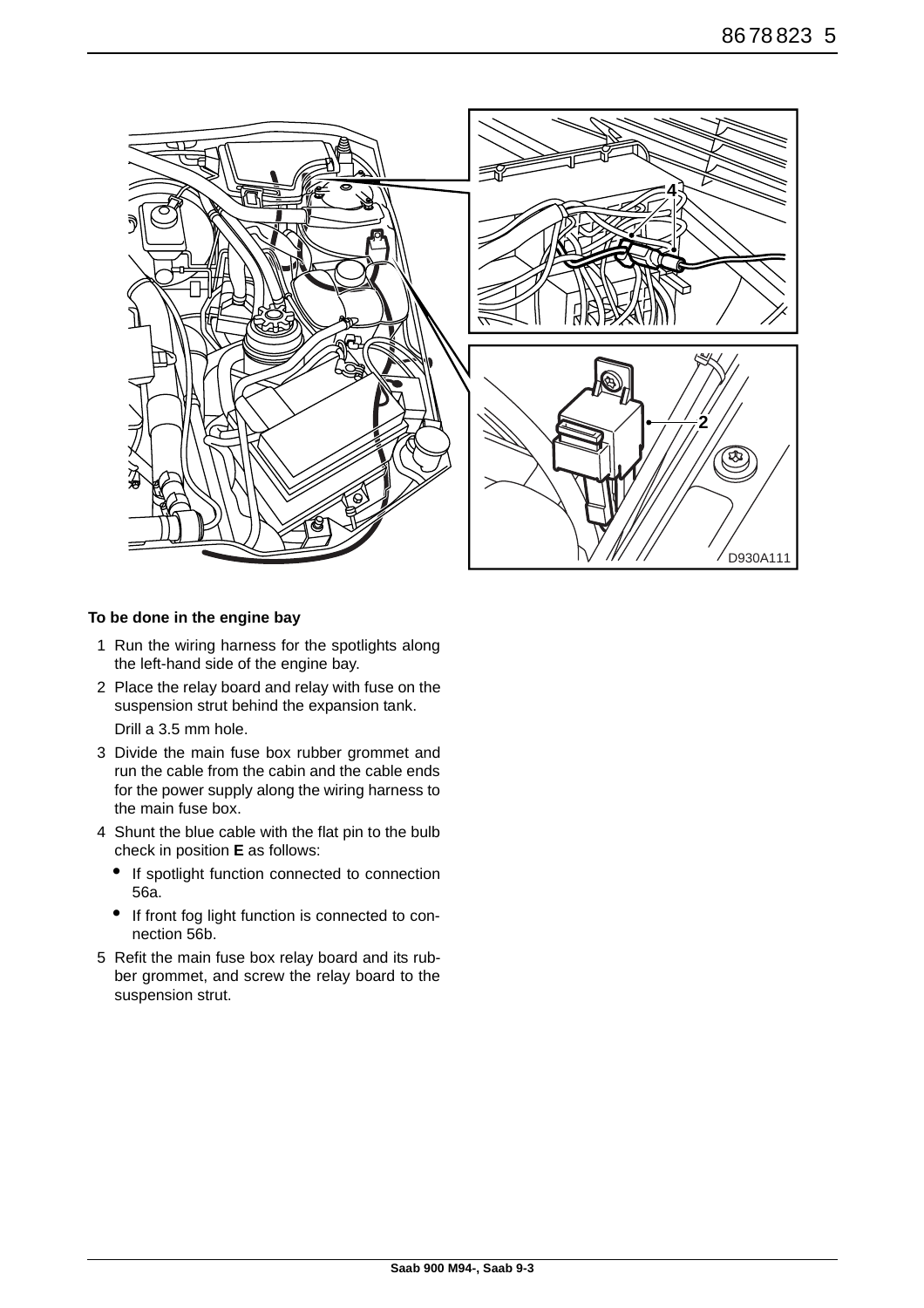**To be done in the engine bay**

1. Run the wiring harness for the spotlights along the left-hand side of the engine bay.
2. Place the relay board and relay with fuse on the suspension strut behind the expansion tank.

   Drill a 3.5 mm hole.
3. Divide the main fuse box rubber grommet and run the cable from the cabin and the cable ends for the power supply along the wiring harness to the main fuse box.
4. Shunt the blue cable with the flat pin to the bulb check in position **E** as follows:
   - If spotlight function connected to connection 56a.
   - If front fog light function is connected to connection 56b.
5. Refit the main fuse box relay board and its rubber grommet, and screw the relay board to the suspension strut.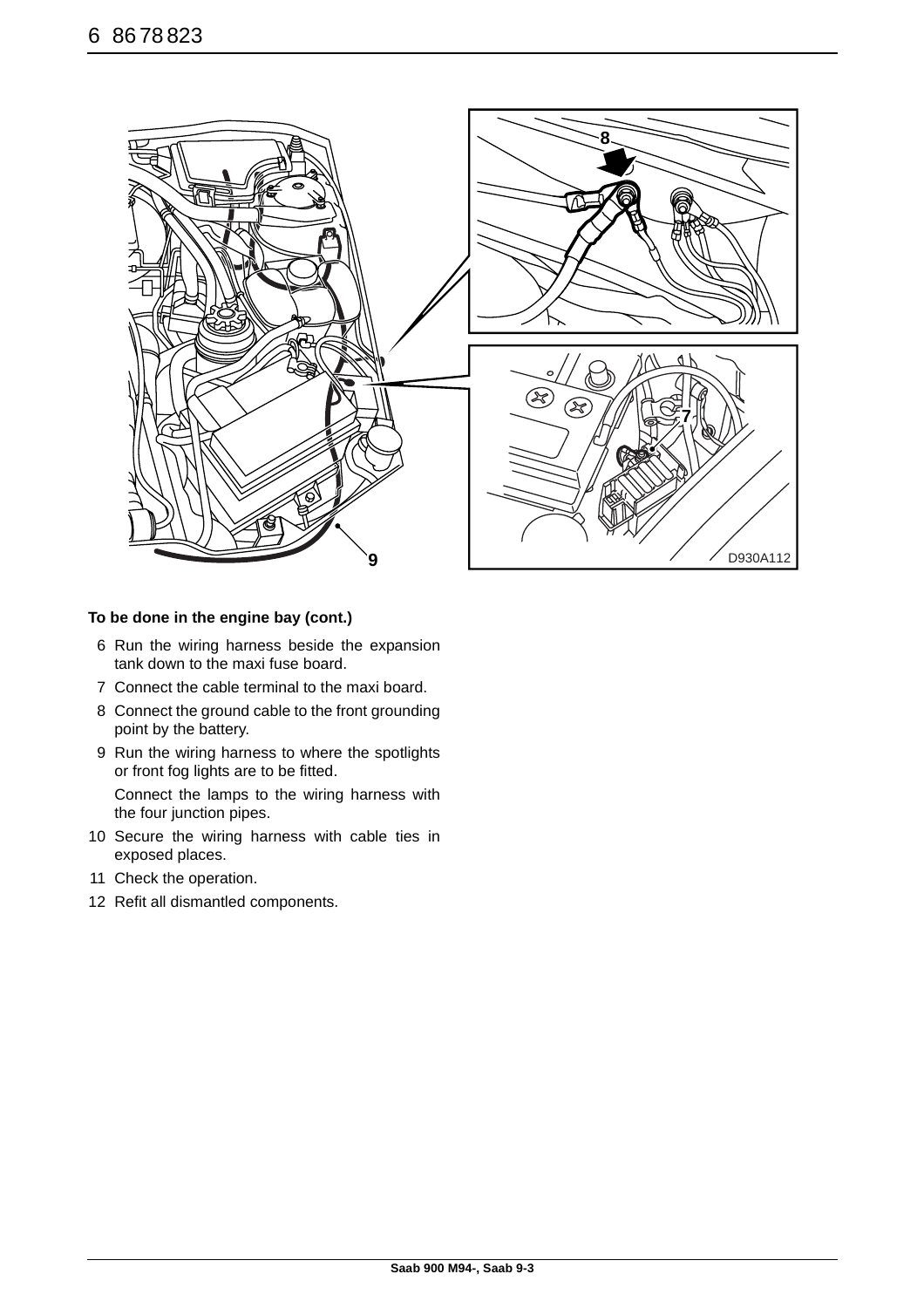**To be done in the engine bay (cont.)**

6 Run the wiring harness beside the expansion tank down to the maxi fuse board.

7 Connect the cable terminal to the maxi board.

8 Connect the ground cable to the front grounding point by the battery.

9 Run the wiring harness to where the spotlights or front fog lights are to be fitted.

   Connect the lamps to the wiring harness with the four junction pipes.

10 Secure the wiring harness with cable ties in exposed places.

11 Check the operation.

12 Refit all dismantled components.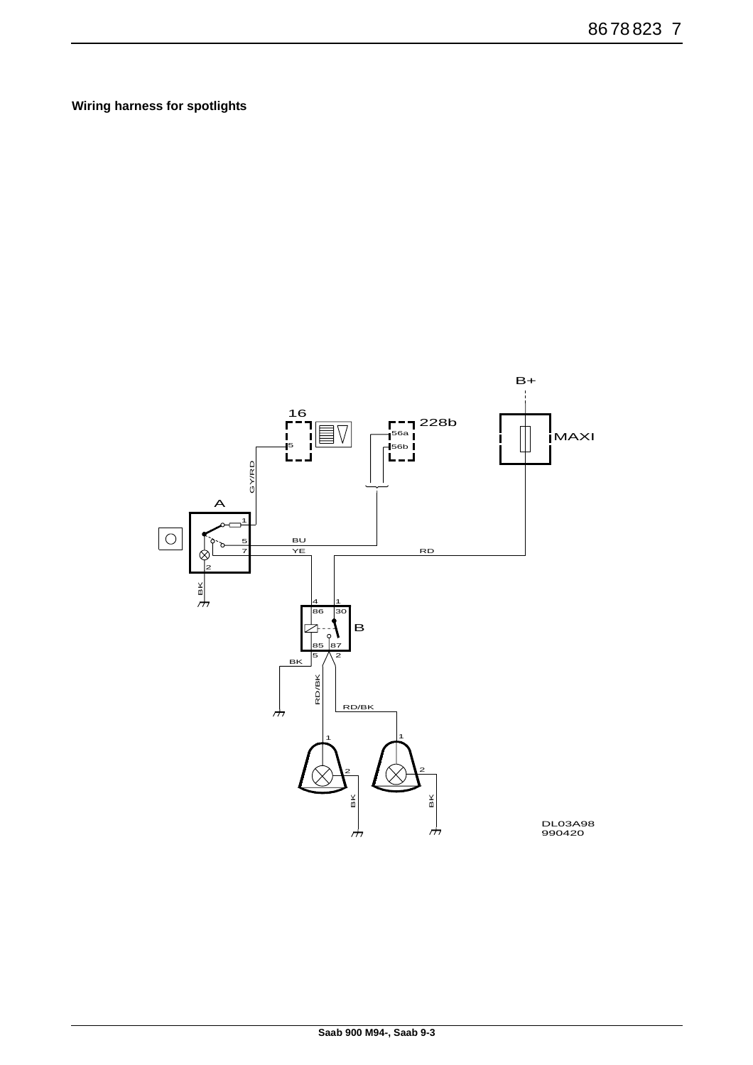**Wiring harness for spotlights**

B+

16

228b

56a

56b

MAXI

5

GY/RD

A

1

5

7

2

BU

YE

RD

BK

4

1

86

30

B

85

87

5

2

BK

RD/BK

RD/BK

1

1

2

2

BK

BK

DL03A98
990420